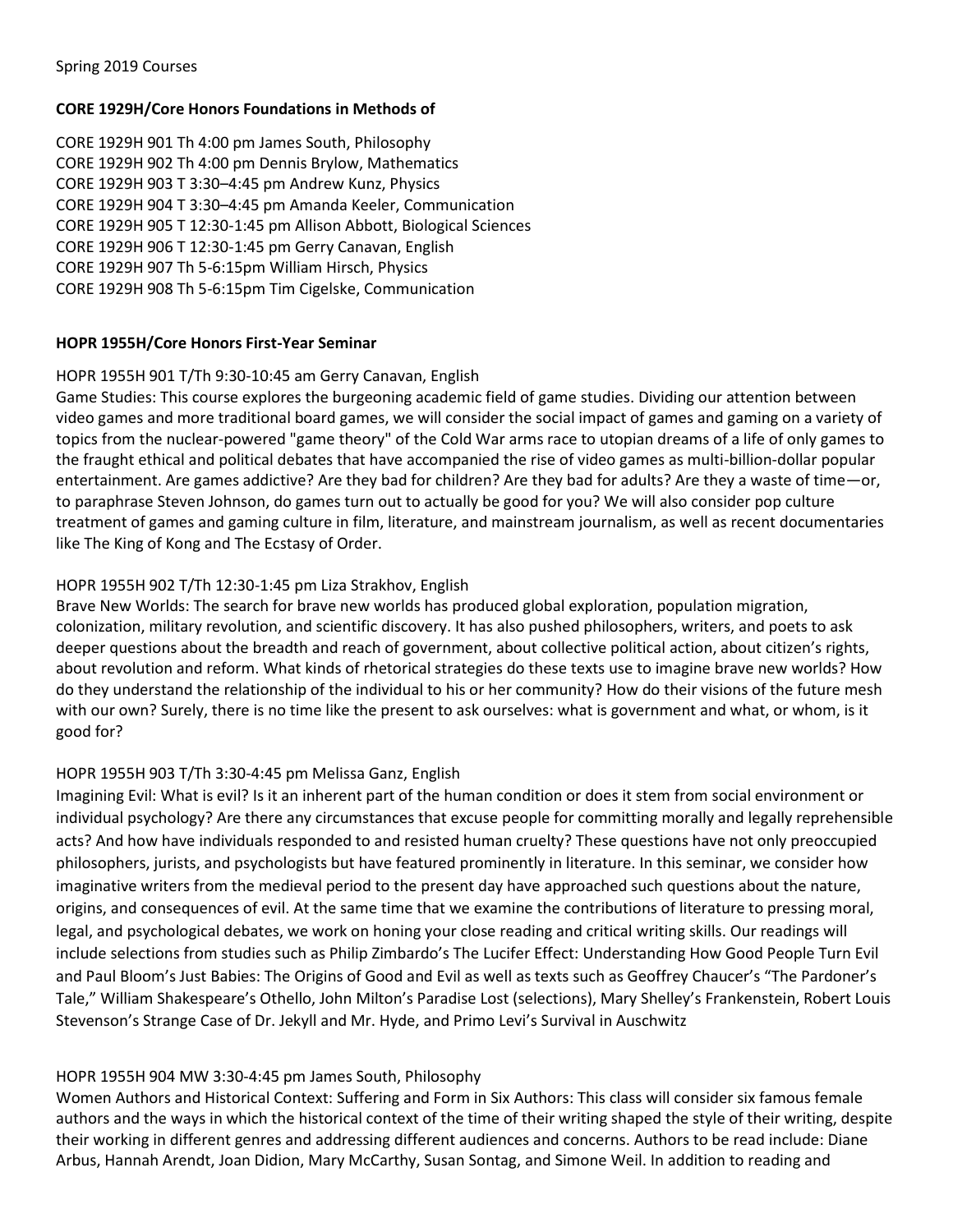Spring 2019 Courses

**CORE 1929H/Core Honors Foundations in Methods of**

CORE 1929H 901 Th 4:00 pm James South, Philosophy
CORE 1929H 902 Th 4:00 pm Dennis Brylow, Mathematics
CORE 1929H 903 T 3:30–4:45 pm Andrew Kunz, Physics
CORE 1929H 904 T 3:30–4:45 pm Amanda Keeler, Communication
CORE 1929H 905 T 12:30-1:45 pm Allison Abbott, Biological Sciences
CORE 1929H 906 T 12:30-1:45 pm Gerry Canavan, English
CORE 1929H 907 Th 5-6:15pm William Hirsch, Physics
CORE 1929H 908 Th 5-6:15pm Tim Cigelske, Communication

**HOPR 1955H/Core Honors First-Year Seminar**

HOPR 1955H 901 T/Th 9:30-10:45 am Gerry Canavan, English
Game Studies: This course explores the burgeoning academic field of game studies. Dividing our attention between video games and more traditional board games, we will consider the social impact of games and gaming on a variety of topics from the nuclear-powered "game theory" of the Cold War arms race to utopian dreams of a life of only games to the fraught ethical and political debates that have accompanied the rise of video games as multi-billion-dollar popular entertainment. Are games addictive? Are they bad for children? Are they bad for adults? Are they a waste of time—or, to paraphrase Steven Johnson, do games turn out to actually be good for you? We will also consider pop culture treatment of games and gaming culture in film, literature, and mainstream journalism, as well as recent documentaries like The King of Kong and The Ecstasy of Order.

HOPR 1955H 902 T/Th 12:30-1:45 pm Liza Strakhov, English
Brave New Worlds: The search for brave new worlds has produced global exploration, population migration, colonization, military revolution, and scientific discovery. It has also pushed philosophers, writers, and poets to ask deeper questions about the breadth and reach of government, about collective political action, about citizen's rights, about revolution and reform. What kinds of rhetorical strategies do these texts use to imagine brave new worlds? How do they understand the relationship of the individual to his or her community? How do their visions of the future mesh with our own? Surely, there is no time like the present to ask ourselves: what is government and what, or whom, is it good for?

HOPR 1955H 903 T/Th 3:30-4:45 pm Melissa Ganz, English
Imagining Evil: What is evil? Is it an inherent part of the human condition or does it stem from social environment or individual psychology? Are there any circumstances that excuse people for committing morally and legally reprehensible acts? And how have individuals responded to and resisted human cruelty? These questions have not only preoccupied philosophers, jurists, and psychologists but have featured prominently in literature. In this seminar, we consider how imaginative writers from the medieval period to the present day have approached such questions about the nature, origins, and consequences of evil. At the same time that we examine the contributions of literature to pressing moral, legal, and psychological debates, we work on honing your close reading and critical writing skills. Our readings will include selections from studies such as Philip Zimbardo's The Lucifer Effect: Understanding How Good People Turn Evil and Paul Bloom's Just Babies: The Origins of Good and Evil as well as texts such as Geoffrey Chaucer's "The Pardoner's Tale," William Shakespeare's Othello, John Milton's Paradise Lost (selections), Mary Shelley's Frankenstein, Robert Louis Stevenson's Strange Case of Dr. Jekyll and Mr. Hyde, and Primo Levi's Survival in Auschwitz

HOPR 1955H 904 MW 3:30-4:45 pm James South, Philosophy
Women Authors and Historical Context: Suffering and Form in Six Authors: This class will consider six famous female authors and the ways in which the historical context of the time of their writing shaped the style of their writing, despite their working in different genres and addressing different audiences and concerns. Authors to be read include: Diane Arbus, Hannah Arendt, Joan Didion, Mary McCarthy, Susan Sontag, and Simone Weil. In addition to reading and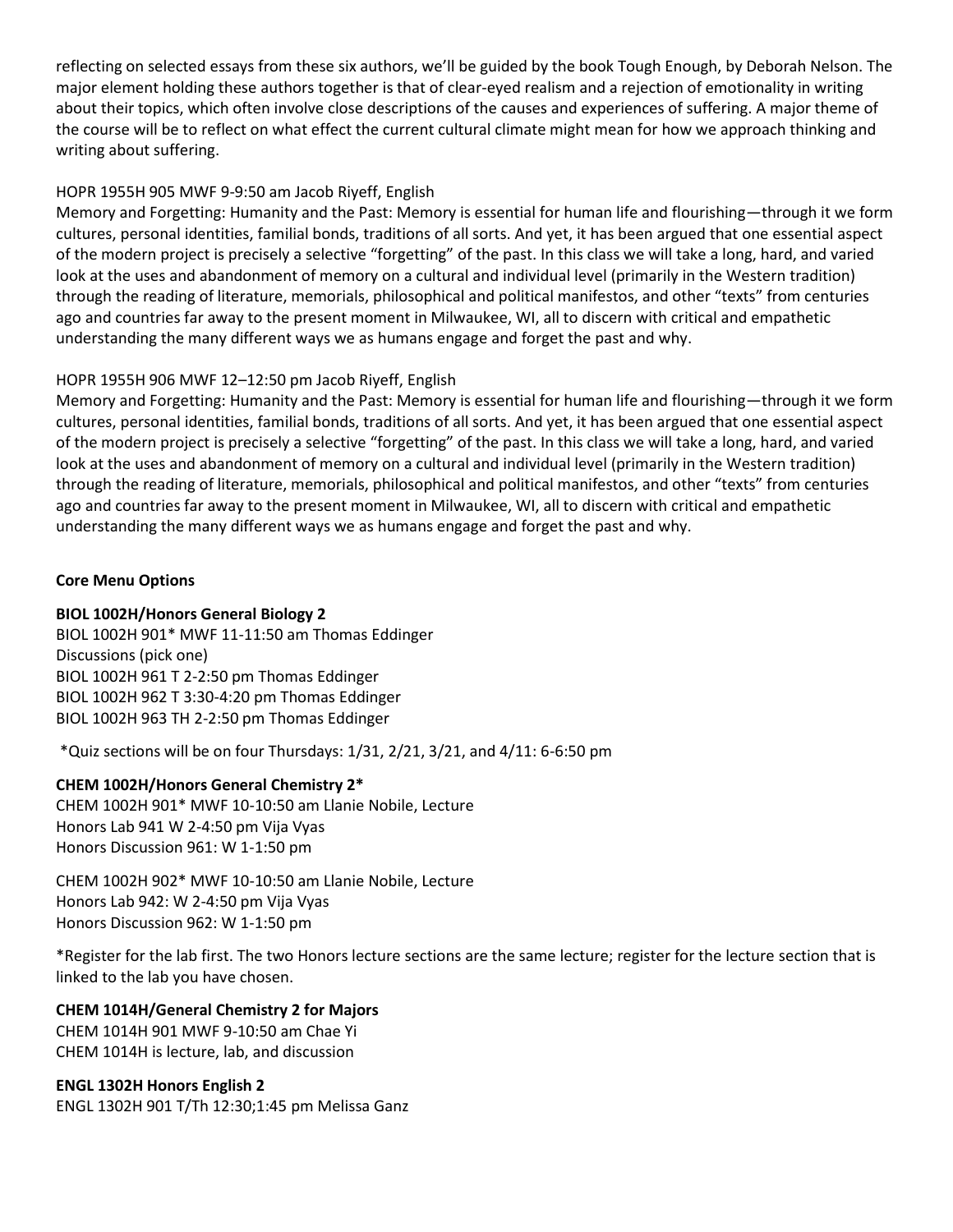reflecting on selected essays from these six authors, we'll be guided by the book Tough Enough, by Deborah Nelson. The major element holding these authors together is that of clear-eyed realism and a rejection of emotionality in writing about their topics, which often involve close descriptions of the causes and experiences of suffering. A major theme of the course will be to reflect on what effect the current cultural climate might mean for how we approach thinking and writing about suffering.

HOPR 1955H 905 MWF 9-9:50 am Jacob Riyeff, English
Memory and Forgetting: Humanity and the Past: Memory is essential for human life and flourishing—through it we form cultures, personal identities, familial bonds, traditions of all sorts. And yet, it has been argued that one essential aspect of the modern project is precisely a selective "forgetting" of the past. In this class we will take a long, hard, and varied look at the uses and abandonment of memory on a cultural and individual level (primarily in the Western tradition) through the reading of literature, memorials, philosophical and political manifestos, and other "texts" from centuries ago and countries far away to the present moment in Milwaukee, WI, all to discern with critical and empathetic understanding the many different ways we as humans engage and forget the past and why.

HOPR 1955H 906 MWF 12–12:50 pm Jacob Riyeff, English
Memory and Forgetting: Humanity and the Past: Memory is essential for human life and flourishing—through it we form cultures, personal identities, familial bonds, traditions of all sorts. And yet, it has been argued that one essential aspect of the modern project is precisely a selective "forgetting" of the past. In this class we will take a long, hard, and varied look at the uses and abandonment of memory on a cultural and individual level (primarily in the Western tradition) through the reading of literature, memorials, philosophical and political manifestos, and other "texts" from centuries ago and countries far away to the present moment in Milwaukee, WI, all to discern with critical and empathetic understanding the many different ways we as humans engage and forget the past and why.

**Core Menu Options**

**BIOL 1002H/Honors General Biology 2**
BIOL 1002H 901* MWF 11-11:50 am Thomas Eddinger
Discussions (pick one)
BIOL 1002H 961 T 2-2:50 pm Thomas Eddinger
BIOL 1002H 962 T 3:30-4:20 pm Thomas Eddinger
BIOL 1002H 963 TH 2-2:50 pm Thomas Eddinger

*Quiz sections will be on four Thursdays: 1/31, 2/21, 3/21, and 4/11: 6-6:50 pm

**CHEM 1002H/Honors General Chemistry 2***
CHEM 1002H 901* MWF 10-10:50 am Llanie Nobile, Lecture
Honors Lab 941 W 2-4:50 pm Vija Vyas
Honors Discussion 961: W 1-1:50 pm

CHEM 1002H 902* MWF 10-10:50 am Llanie Nobile, Lecture
Honors Lab 942: W 2-4:50 pm Vija Vyas
Honors Discussion 962: W 1-1:50 pm

*Register for the lab first. The two Honors lecture sections are the same lecture; register for the lecture section that is linked to the lab you have chosen.

**CHEM 1014H/General Chemistry 2 for Majors**
CHEM 1014H 901 MWF 9-10:50 am Chae Yi
CHEM 1014H is lecture, lab, and discussion

**ENGL 1302H Honors English 2**
ENGL 1302H 901 T/Th 12:30;1:45 pm Melissa Ganz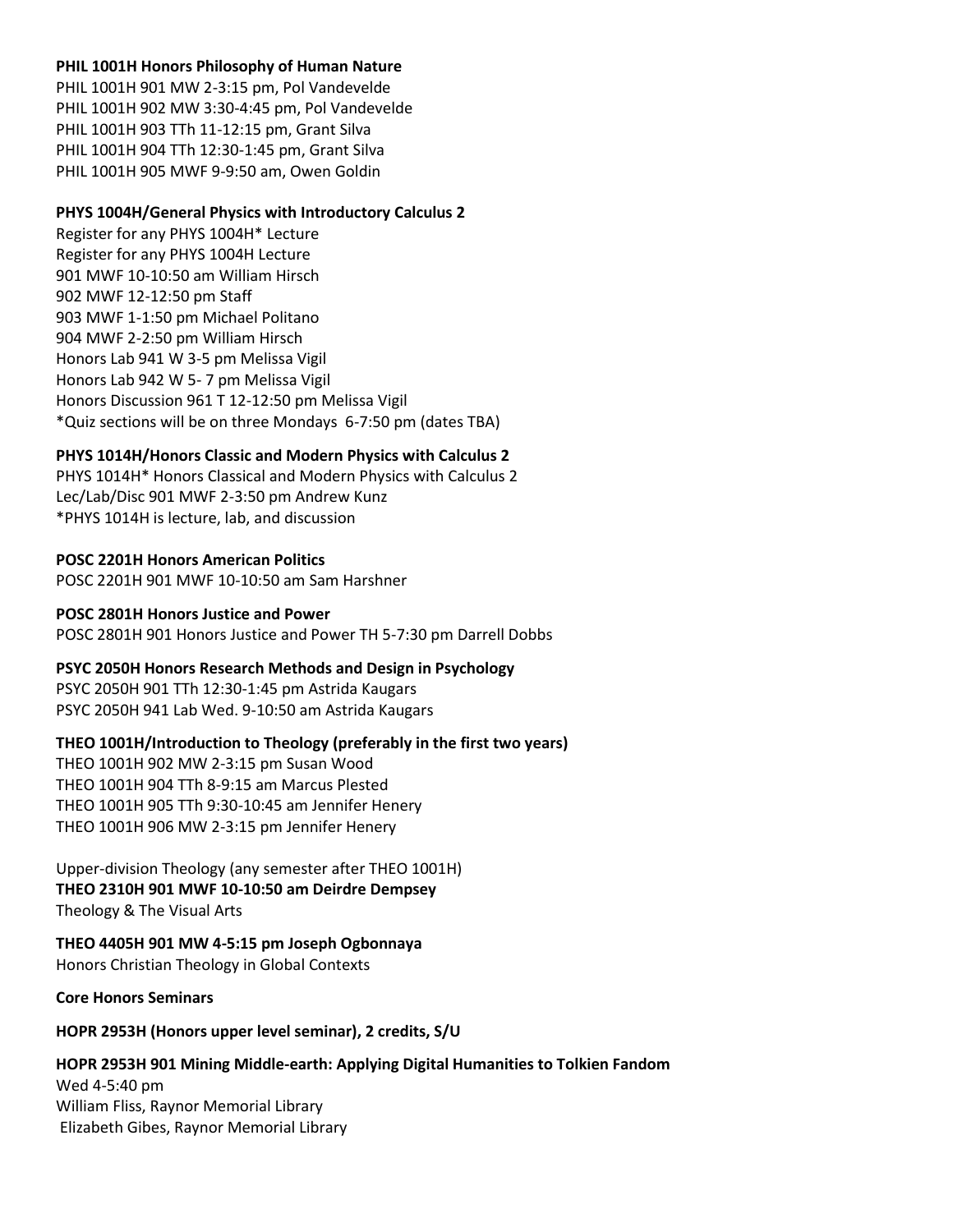**PHIL 1001H Honors Philosophy of Human Nature**
PHIL 1001H 901 MW 2-3:15 pm, Pol Vandevelde
PHIL 1001H 902 MW 3:30-4:45 pm, Pol Vandevelde
PHIL 1001H 903 TTh 11-12:15 pm, Grant Silva
PHIL 1001H 904 TTh 12:30-1:45 pm, Grant Silva
PHIL 1001H 905 MWF 9-9:50 am, Owen Goldin

**PHYS 1004H/General Physics with Introductory Calculus 2**
Register for any PHYS 1004H* Lecture
Register for any PHYS 1004H Lecture
901 MWF 10-10:50 am William Hirsch
902 MWF 12-12:50 pm Staff
903 MWF 1-1:50 pm Michael Politano
904 MWF 2-2:50 pm William Hirsch
Honors Lab 941 W 3-5 pm Melissa Vigil
Honors Lab 942 W 5- 7 pm Melissa Vigil
Honors Discussion 961 T 12-12:50 pm Melissa Vigil
*Quiz sections will be on three Mondays 6-7:50 pm (dates TBA)

**PHYS 1014H/Honors Classic and Modern Physics with Calculus 2**
PHYS 1014H* Honors Classical and Modern Physics with Calculus 2
Lec/Lab/Disc 901 MWF 2-3:50 pm Andrew Kunz
*PHYS 1014H is lecture, lab, and discussion

**POSC 2201H Honors American Politics**
POSC 2201H 901 MWF 10-10:50 am Sam Harshner

**POSC 2801H Honors Justice and Power**
POSC 2801H 901 Honors Justice and Power TH 5-7:30 pm Darrell Dobbs

**PSYC 2050H Honors Research Methods and Design in Psychology**
PSYC 2050H 901 TTh 12:30-1:45 pm Astrida Kaugars
PSYC 2050H 941 Lab Wed. 9-10:50 am Astrida Kaugars

**THEO 1001H/Introduction to Theology (preferably in the first two years)**
THEO 1001H 902 MW 2-3:15 pm Susan Wood
THEO 1001H 904 TTh 8-9:15 am Marcus Plested
THEO 1001H 905 TTh 9:30-10:45 am Jennifer Henery
THEO 1001H 906 MW 2-3:15 pm Jennifer Henery

Upper-division Theology (any semester after THEO 1001H)
**THEO 2310H 901 MWF 10-10:50 am Deirdre Dempsey**
Theology & The Visual Arts

**THEO 4405H 901 MW 4-5:15 pm Joseph Ogbonnaya**
Honors Christian Theology in Global Contexts

**Core Honors Seminars**

**HOPR 2953H (Honors upper level seminar), 2 credits, S/U**

**HOPR 2953H 901 Mining Middle-earth: Applying Digital Humanities to Tolkien Fandom**
Wed 4-5:40 pm
William Fliss, Raynor Memorial Library
Elizabeth Gibes, Raynor Memorial Library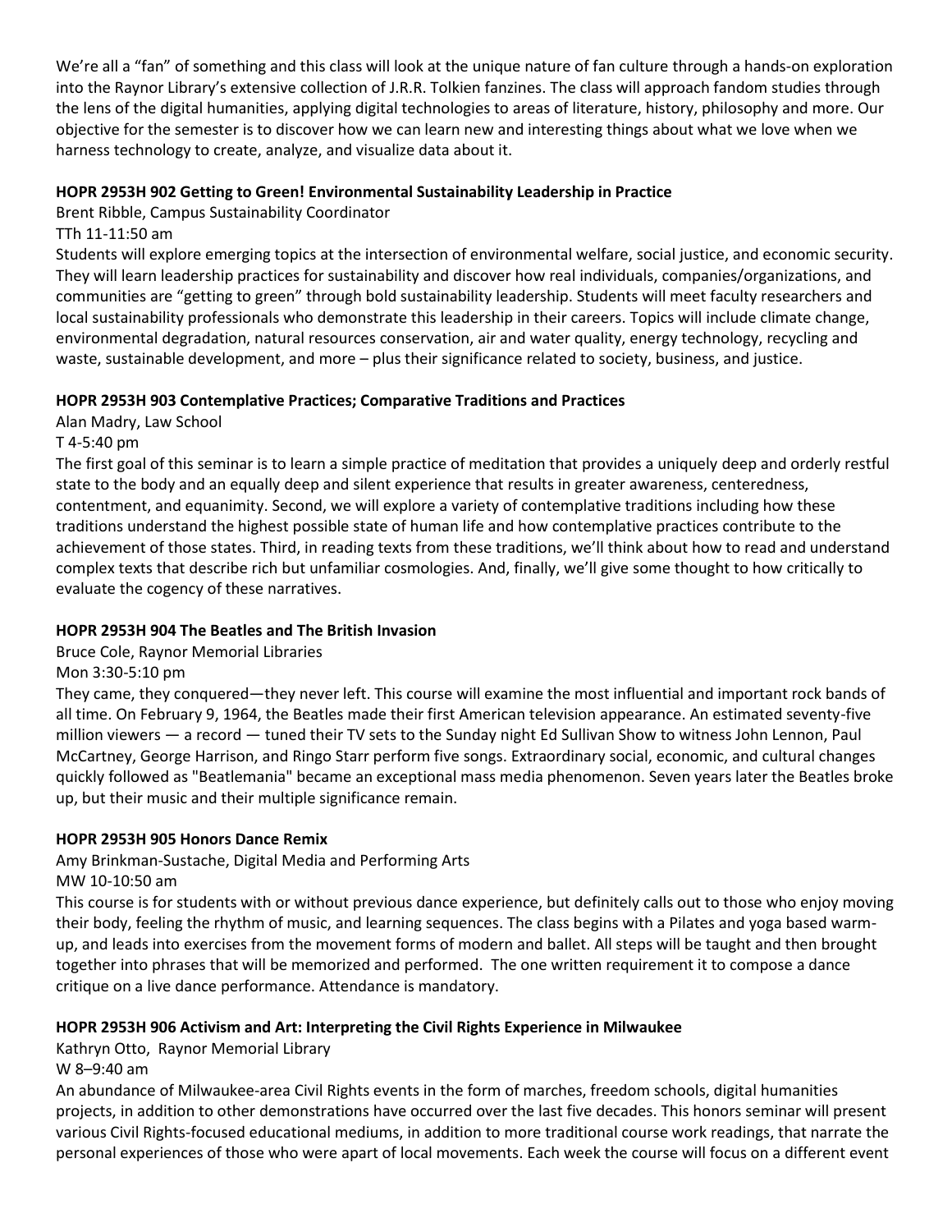We're all a "fan" of something and this class will look at the unique nature of fan culture through a hands-on exploration into the Raynor Library's extensive collection of J.R.R. Tolkien fanzines. The class will approach fandom studies through the lens of the digital humanities, applying digital technologies to areas of literature, history, philosophy and more. Our objective for the semester is to discover how we can learn new and interesting things about what we love when we harness technology to create, analyze, and visualize data about it.

**HOPR 2953H 902 Getting to Green! Environmental Sustainability Leadership in Practice**

Brent Ribble, Campus Sustainability Coordinator

TTh 11-11:50 am

Students will explore emerging topics at the intersection of environmental welfare, social justice, and economic security. They will learn leadership practices for sustainability and discover how real individuals, companies/organizations, and communities are "getting to green" through bold sustainability leadership. Students will meet faculty researchers and local sustainability professionals who demonstrate this leadership in their careers. Topics will include climate change, environmental degradation, natural resources conservation, air and water quality, energy technology, recycling and waste, sustainable development, and more – plus their significance related to society, business, and justice.

**HOPR 2953H 903 Contemplative Practices; Comparative Traditions and Practices**

Alan Madry, Law School

T 4-5:40 pm

The first goal of this seminar is to learn a simple practice of meditation that provides a uniquely deep and orderly restful state to the body and an equally deep and silent experience that results in greater awareness, centeredness, contentment, and equanimity. Second, we will explore a variety of contemplative traditions including how these traditions understand the highest possible state of human life and how contemplative practices contribute to the achievement of those states. Third, in reading texts from these traditions, we'll think about how to read and understand complex texts that describe rich but unfamiliar cosmologies. And, finally, we'll give some thought to how critically to evaluate the cogency of these narratives.

**HOPR 2953H 904 The Beatles and The British Invasion**

Bruce Cole, Raynor Memorial Libraries

Mon 3:30-5:10 pm

They came, they conquered—they never left. This course will examine the most influential and important rock bands of all time. On February 9, 1964, the Beatles made their first American television appearance. An estimated seventy-five million viewers — a record — tuned their TV sets to the Sunday night Ed Sullivan Show to witness John Lennon, Paul McCartney, George Harrison, and Ringo Starr perform five songs. Extraordinary social, economic, and cultural changes quickly followed as "Beatlemania" became an exceptional mass media phenomenon. Seven years later the Beatles broke up, but their music and their multiple significance remain.

**HOPR 2953H 905 Honors Dance Remix**

Amy Brinkman-Sustache, Digital Media and Performing Arts

MW 10-10:50 am

This course is for students with or without previous dance experience, but definitely calls out to those who enjoy moving their body, feeling the rhythm of music, and learning sequences. The class begins with a Pilates and yoga based warm-up, and leads into exercises from the movement forms of modern and ballet. All steps will be taught and then brought together into phrases that will be memorized and performed. The one written requirement it to compose a dance critique on a live dance performance. Attendance is mandatory.

**HOPR 2953H 906 Activism and Art: Interpreting the Civil Rights Experience in Milwaukee**

Kathryn Otto, Raynor Memorial Library

W 8–9:40 am

An abundance of Milwaukee-area Civil Rights events in the form of marches, freedom schools, digital humanities projects, in addition to other demonstrations have occurred over the last five decades. This honors seminar will present various Civil Rights-focused educational mediums, in addition to more traditional course work readings, that narrate the personal experiences of those who were apart of local movements. Each week the course will focus on a different event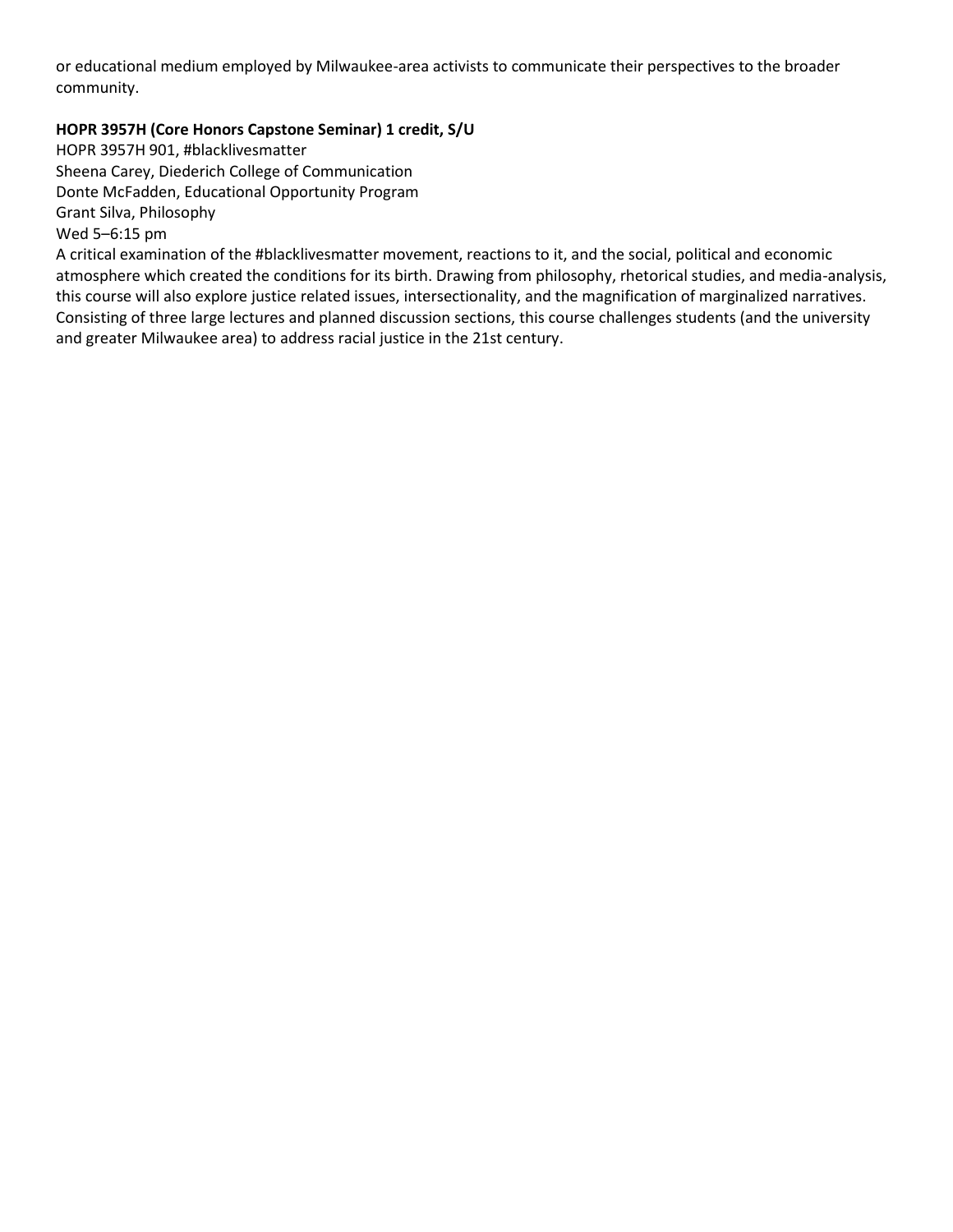or educational medium employed by Milwaukee-area activists to communicate their perspectives to the broader community.

**HOPR 3957H (Core Honors Capstone Seminar) 1 credit, S/U**

HOPR 3957H 901, #blacklivesmatter
Sheena Carey, Diederich College of Communication
Donte McFadden, Educational Opportunity Program
Grant Silva, Philosophy
Wed 5–6:15 pm

A critical examination of the #blacklivesmatter movement, reactions to it, and the social, political and economic atmosphere which created the conditions for its birth. Drawing from philosophy, rhetorical studies, and media-analysis, this course will also explore justice related issues, intersectionality, and the magnification of marginalized narratives. Consisting of three large lectures and planned discussion sections, this course challenges students (and the university and greater Milwaukee area) to address racial justice in the 21st century.